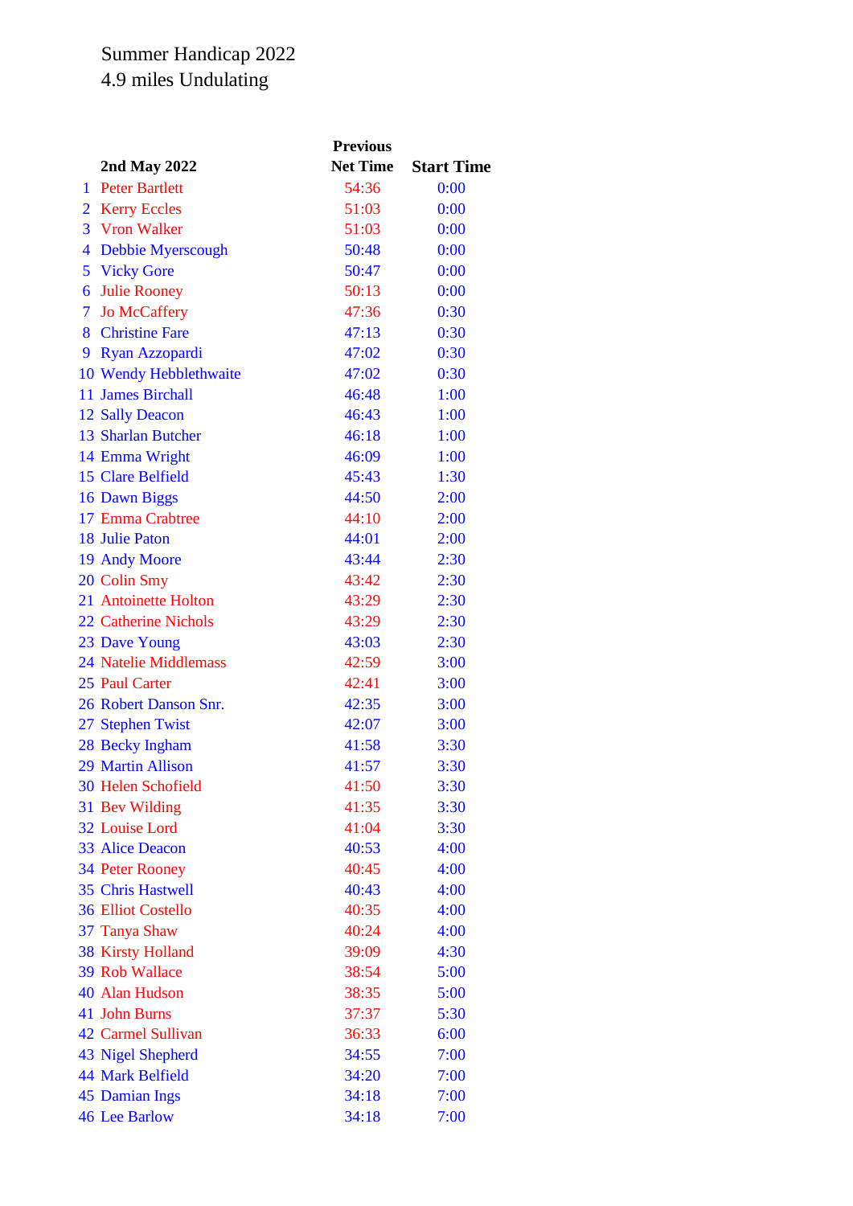Summer Handicap 2022

4.9 miles Undulating

| | 2nd May 2022 | Previous Net Time | Start Time |
|---|---|---|---|
| 1 | Peter Bartlett | 54:36 | 0:00 |
| 2 | Kerry Eccles | 51:03 | 0:00 |
| 3 | Vron Walker | 51:03 | 0:00 |
| 4 | Debbie Myerscough | 50:48 | 0:00 |
| 5 | Vicky Gore | 50:47 | 0:00 |
| 6 | Julie Rooney | 50:13 | 0:00 |
| 7 | Jo McCaffery | 47:36 | 0:30 |
| 8 | Christine Fare | 47:13 | 0:30 |
| 9 | Ryan Azzopardi | 47:02 | 0:30 |
| 10 | Wendy Hebblethwaite | 47:02 | 0:30 |
| 11 | James Birchall | 46:48 | 1:00 |
| 12 | Sally Deacon | 46:43 | 1:00 |
| 13 | Sharlan Butcher | 46:18 | 1:00 |
| 14 | Emma Wright | 46:09 | 1:00 |
| 15 | Clare Belfield | 45:43 | 1:30 |
| 16 | Dawn Biggs | 44:50 | 2:00 |
| 17 | Emma Crabtree | 44:10 | 2:00 |
| 18 | Julie Paton | 44:01 | 2:00 |
| 19 | Andy Moore | 43:44 | 2:30 |
| 20 | Colin Smy | 43:42 | 2:30 |
| 21 | Antoinette Holton | 43:29 | 2:30 |
| 22 | Catherine Nichols | 43:29 | 2:30 |
| 23 | Dave Young | 43:03 | 2:30 |
| 24 | Natelie Middlemass | 42:59 | 3:00 |
| 25 | Paul Carter | 42:41 | 3:00 |
| 26 | Robert Danson Snr. | 42:35 | 3:00 |
| 27 | Stephen Twist | 42:07 | 3:00 |
| 28 | Becky Ingham | 41:58 | 3:30 |
| 29 | Martin Allison | 41:57 | 3:30 |
| 30 | Helen Schofield | 41:50 | 3:30 |
| 31 | Bev Wilding | 41:35 | 3:30 |
| 32 | Louise Lord | 41:04 | 3:30 |
| 33 | Alice Deacon | 40:53 | 4:00 |
| 34 | Peter Rooney | 40:45 | 4:00 |
| 35 | Chris Hastwell | 40:43 | 4:00 |
| 36 | Elliot Costello | 40:35 | 4:00 |
| 37 | Tanya Shaw | 40:24 | 4:00 |
| 38 | Kirsty Holland | 39:09 | 4:30 |
| 39 | Rob Wallace | 38:54 | 5:00 |
| 40 | Alan Hudson | 38:35 | 5:00 |
| 41 | John Burns | 37:37 | 5:30 |
| 42 | Carmel Sullivan | 36:33 | 6:00 |
| 43 | Nigel Shepherd | 34:55 | 7:00 |
| 44 | Mark Belfield | 34:20 | 7:00 |
| 45 | Damian Ings | 34:18 | 7:00 |
| 46 | Lee Barlow | 34:18 | 7:00 |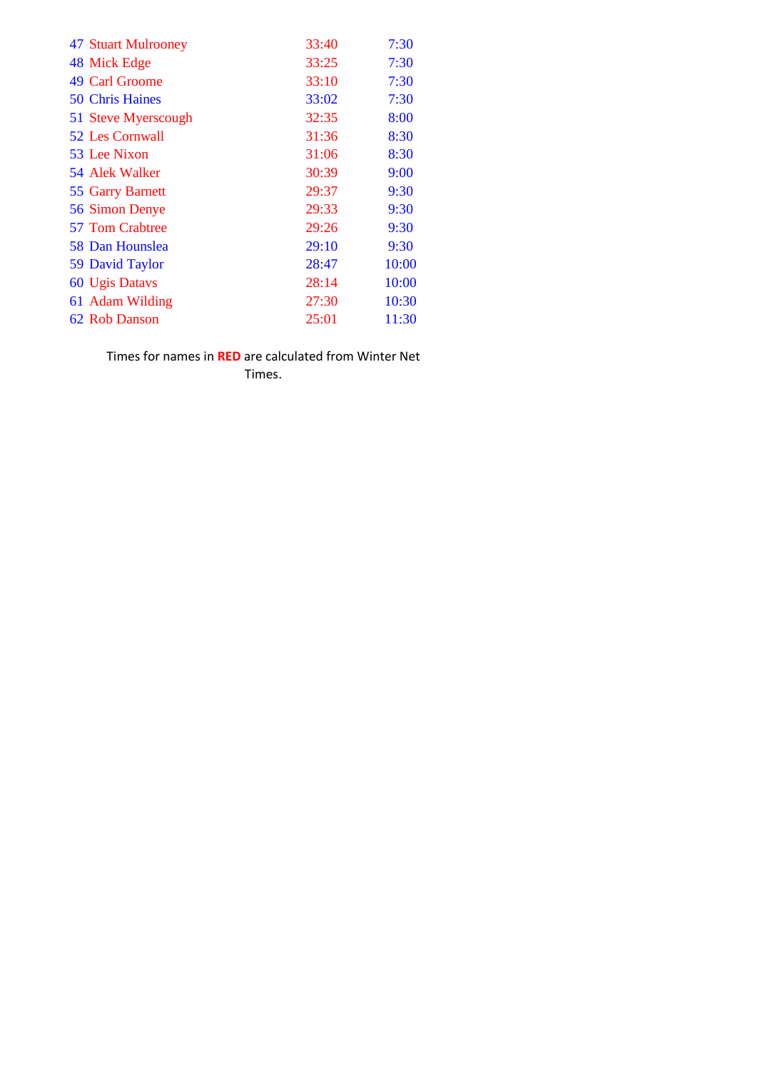| | | | |
|---|---|---|---|
| 47 | Stuart Mulrooney | 33:40 | 7:30 |
| 48 | Mick Edge | 33:25 | 7:30 |
| 49 | Carl Groome | 33:10 | 7:30 |
| 50 | Chris Haines | 33:02 | 7:30 |
| 51 | Steve Myerscough | 32:35 | 8:00 |
| 52 | Les Cornwall | 31:36 | 8:30 |
| 53 | Lee Nixon | 31:06 | 8:30 |
| 54 | Alek Walker | 30:39 | 9:00 |
| 55 | Garry Barnett | 29:37 | 9:30 |
| 56 | Simon Denye | 29:33 | 9:30 |
| 57 | Tom Crabtree | 29:26 | 9:30 |
| 58 | Dan Hounslea | 29:10 | 9:30 |
| 59 | David Taylor | 28:47 | 10:00 |
| 60 | Ugis Datavs | 28:14 | 10:00 |
| 61 | Adam Wilding | 27:30 | 10:30 |
| 62 | Rob Danson | 25:01 | 11:30 |

Times for names in **RED** are calculated from Winter Net Times.